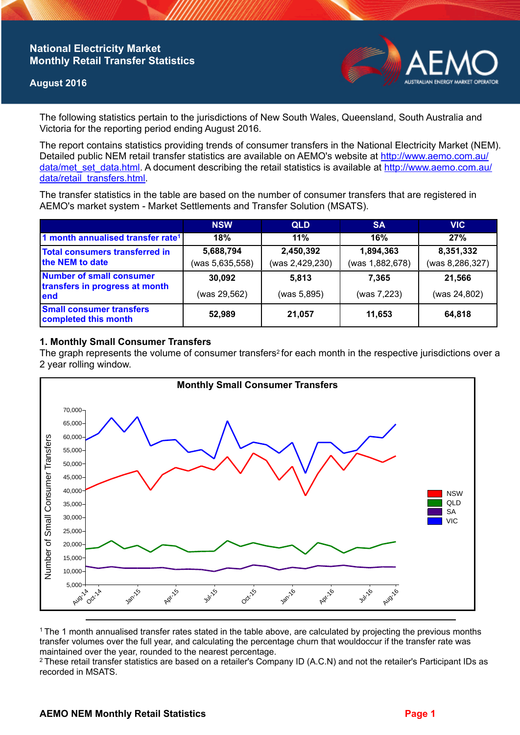# National Electricity Market Monthly Retail Transfer Statistics

**August 2016**

The following statistics pertain to the jurisdictions of New South Wales, Queensland, South Australia and Victoria for the reporting period ending August 2016.

The report contains statistics providing trends of consumer transfers in the National Electricity Market (NEM). Detailed public NEM retail transfer statistics are available on AEMO's website at http://www.aemo.com.au/data/met_set_data.html. A document describing the retail statistics is available at http://www.aemo.com.au/data/retail_transfers.html.

The transfer statistics in the table are based on the number of consumer transfers that are registered in AEMO's market system - Market Settlements and Transfer Solution (MSATS).

| | NSW | QLD | SA | VIC |
|---|---|---|---|---|
| 1 month annualised transfer rate[1] | 18% | 11% | 16% | 27% |
| Total consumers transferred in the NEM to date | 5,688,794 (was 5,635,558) | 2,450,392 (was 2,429,230) | 1,894,363 (was 1,882,678) | 8,351,332 (was 8,286,327) |
| Number of small consumer transfers in progress at month end | 30,092 (was 29,562) | 5,813 (was 5,895) | 7,365 (was 7,223) | 21,566 (was 24,802) |
| Small consumer transfers completed this month | 52,989 | 21,057 | 11,653 | 64,818 |

## 1. Monthly Small Consumer Transfers

The graph represents the volume of consumer transfers[2] for each month in the respective jurisdictions over a 2 year rolling window.

[1] The 1 month annualised transfer rates stated in the table above, are calculated by projecting the previous months transfer volumes over the full year, and calculating the percentage churn that wouldoccur if the transfer rate was maintained over the year, rounded to the nearest percentage.

[2] These retail transfer statistics are based on a retailer's Company ID (A.C.N) and not the retailer's Participant IDs as recorded in MSATS.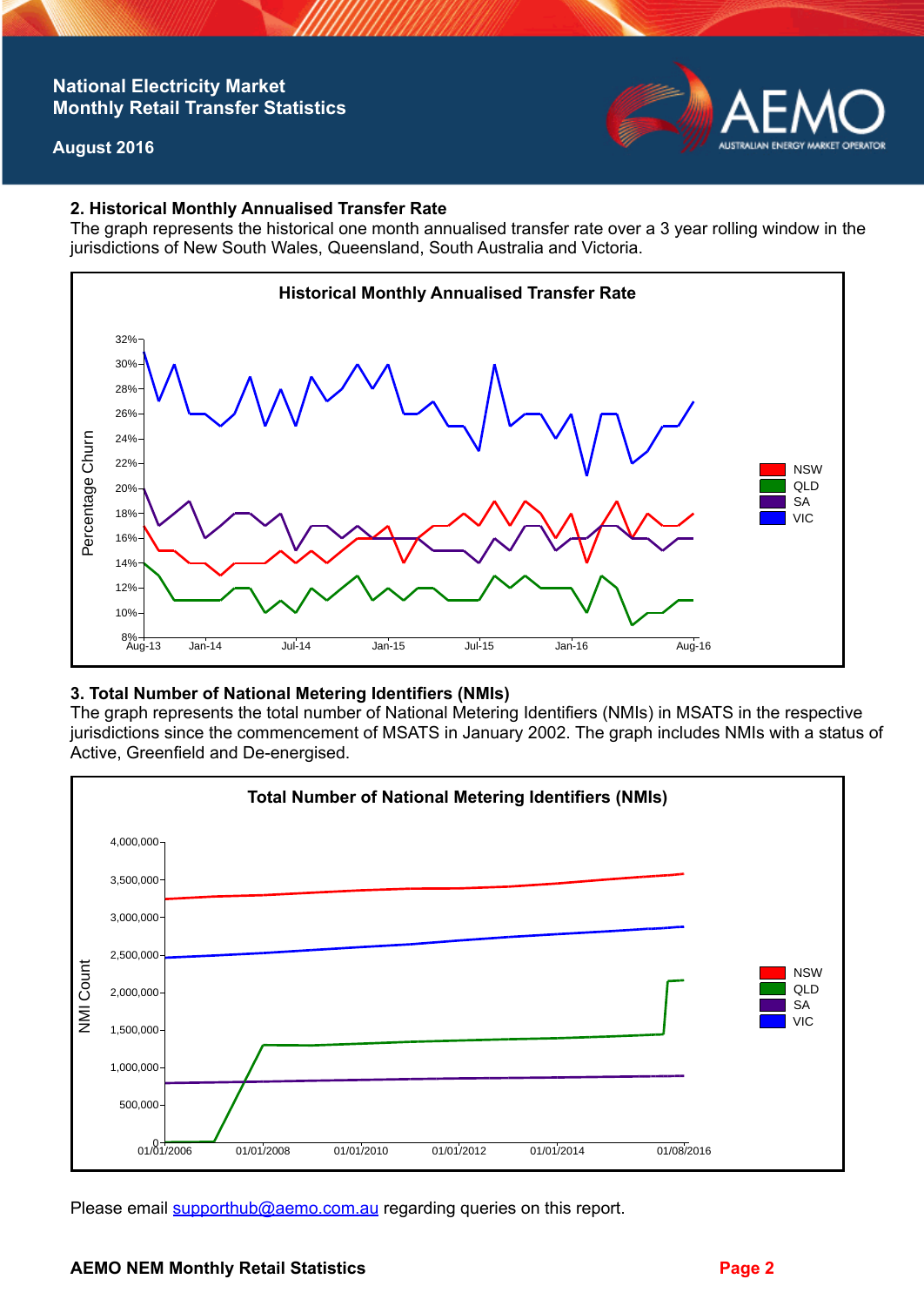## 2. Historical Monthly Annualised Transfer Rate

The graph represents the historical one month annualised transfer rate over a 3 year rolling window in the jurisdictions of New South Wales, Queensland, South Australia and Victoria.

Historical Monthly Annualised Transfer Rate

Percentage Churn

32%
30%
28%
26%
24%
22%
20%
18%
16%
14%
12%
10%
8%

Aug-13 Jan-14 Jul-14 Jan-15 Jul-15 Jan-16 Aug-16

NSW
QLD
SA
VIC

## 3. Total Number of National Metering Identifiers (NMIs)

The graph represents the total number of National Metering Identifiers (NMIs) in MSATS in the respective jurisdictions since the commencement of MSATS in January 2002. The graph includes NMIs with a status of Active, Greenfield and De-energised.

Total Number of National Metering Identifiers (NMIs)

NMI Count

4,000,000
3,500,000
3,000,000
2,500,000
2,000,000
1,500,000
1,000,000
500,000
0

01/01/2006 01/01/2008 01/01/2010 01/01/2012 01/01/2014 01/08/2016

NSW
QLD
SA
VIC

Please email supporthub@aemo.com.au regarding queries on this report.